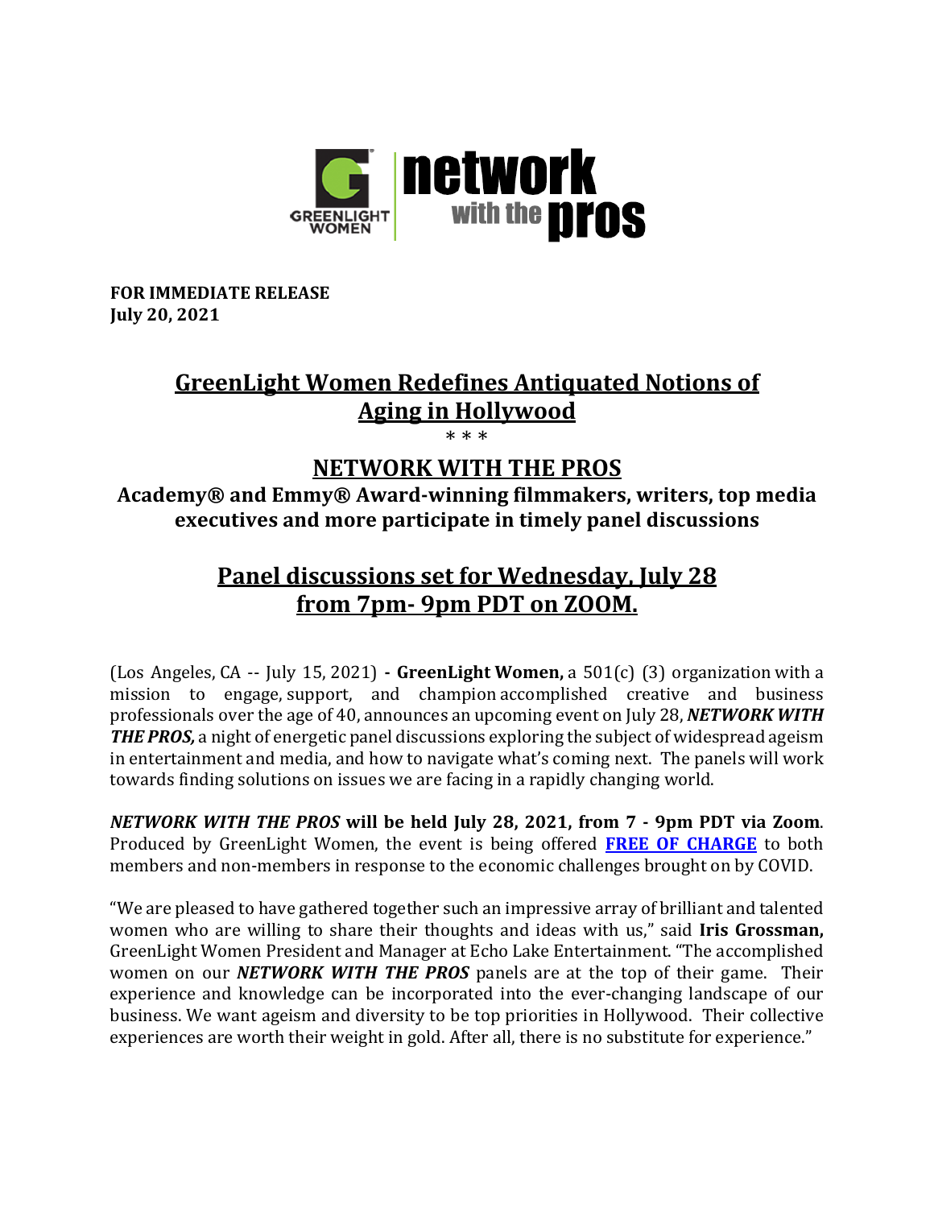GREENLIGHT WOMEN | network with the pros

**FOR IMMEDIATE RELEASE**
**July 20, 2021**

# GreenLight Women Redefines Antiquated Notions of Aging in Hollywood

\* \* \*

## NETWORK WITH THE PROS

**Academy® and Emmy® Award-winning filmmakers, writers, top media executives and more participate in timely panel discussions**

## Panel discussions set for Wednesday, July 28 from 7pm- 9pm PDT on ZOOM.

(Los Angeles, CA -- July 15, 2021) **- GreenLight Women,** a 501(c) (3) organization with a mission to engage, support, and champion accomplished creative and business professionals over the age of 40, announces an upcoming event on July 28, ***NETWORK WITH THE PROS,*** a night of energetic panel discussions exploring the subject of widespread ageism in entertainment and media, and how to navigate what's coming next. The panels will work towards finding solutions on issues we are facing in a rapidly changing world.

***NETWORK WITH THE PROS*** **will be held July 28, 2021, from 7 - 9pm PDT via Zoom**. Produced by GreenLight Women, the event is being offered **FREE OF CHARGE** to both members and non-members in response to the economic challenges brought on by COVID.

"We are pleased to have gathered together such an impressive array of brilliant and talented women who are willing to share their thoughts and ideas with us," said **Iris Grossman,** GreenLight Women President and Manager at Echo Lake Entertainment. "The accomplished women on our ***NETWORK WITH THE PROS*** panels are at the top of their game. Their experience and knowledge can be incorporated into the ever-changing landscape of our business. We want ageism and diversity to be top priorities in Hollywood. Their collective experiences are worth their weight in gold. After all, there is no substitute for experience."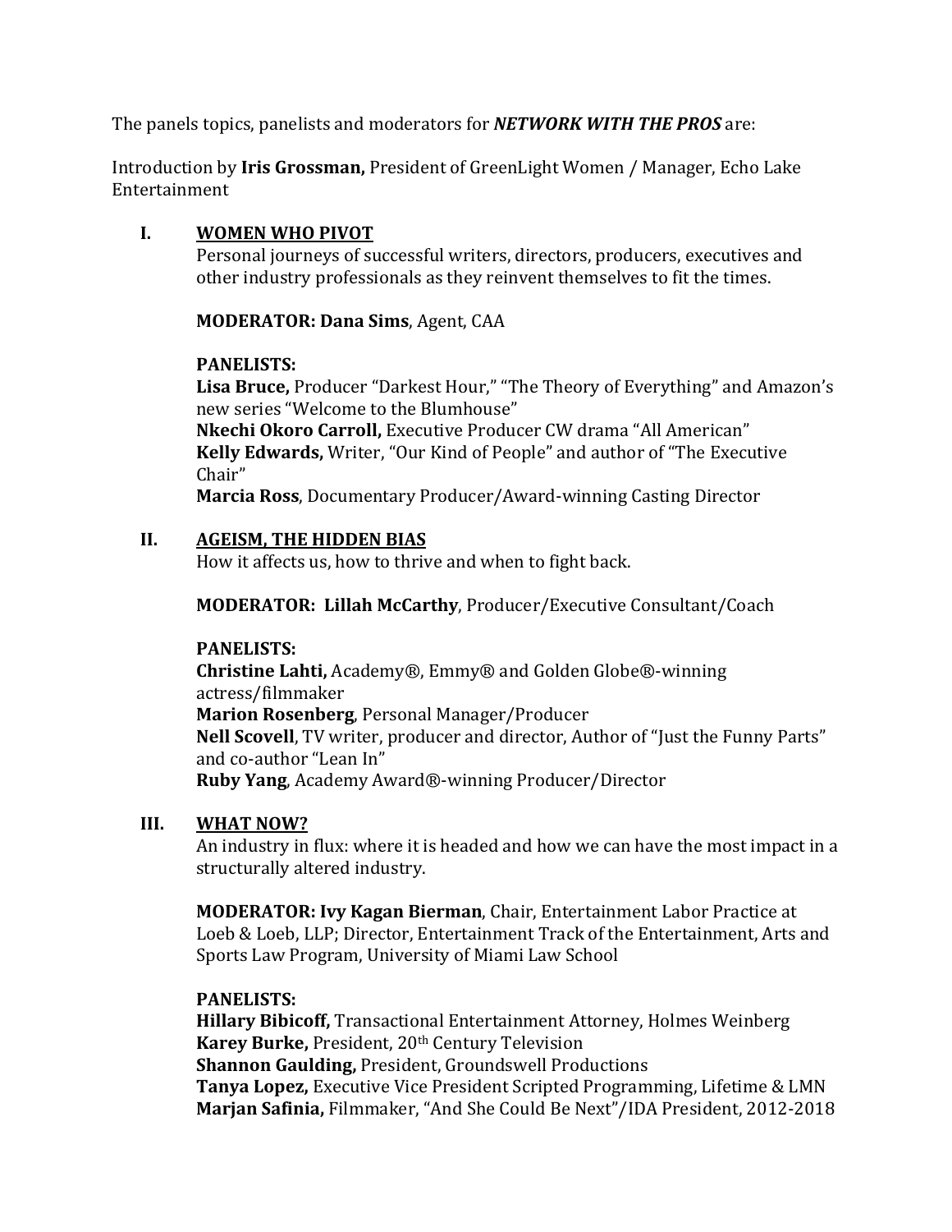The panels topics, panelists and moderators for ***NETWORK WITH THE PROS*** are:

Introduction by **Iris Grossman,** President of GreenLight Women / Manager, Echo Lake Entertainment

## I. WOMEN WHO PIVOT

Personal journeys of successful writers, directors, producers, executives and other industry professionals as they reinvent themselves to fit the times.

**MODERATOR: Dana Sims**, Agent, CAA

**PANELISTS:**

**Lisa Bruce,** Producer "Darkest Hour," "The Theory of Everything" and Amazon's new series "Welcome to the Blumhouse"
**Nkechi Okoro Carroll,** Executive Producer CW drama "All American"
**Kelly Edwards,** Writer, "Our Kind of People" and author of "The Executive Chair"
**Marcia Ross**, Documentary Producer/Award-winning Casting Director

## II. AGEISM, THE HIDDEN BIAS

How it affects us, how to thrive and when to fight back.

**MODERATOR: Lillah McCarthy**, Producer/Executive Consultant/Coach

**PANELISTS:**

**Christine Lahti,** Academy®, Emmy® and Golden Globe®-winning actress/filmmaker
**Marion Rosenberg**, Personal Manager/Producer
**Nell Scovell**, TV writer, producer and director, Author of "Just the Funny Parts" and co-author "Lean In"
**Ruby Yang**, Academy Award®-winning Producer/Director

## III. WHAT NOW?

An industry in flux: where it is headed and how we can have the most impact in a structurally altered industry.

**MODERATOR: Ivy Kagan Bierman**, Chair, Entertainment Labor Practice at Loeb & Loeb, LLP; Director, Entertainment Track of the Entertainment, Arts and Sports Law Program, University of Miami Law School

**PANELISTS:**

**Hillary Bibicoff,** Transactional Entertainment Attorney, Holmes Weinberg
**Karey Burke,** President, 20th Century Television
**Shannon Gaulding,** President, Groundswell Productions
**Tanya Lopez,** Executive Vice President Scripted Programming, Lifetime & LMN
**Marjan Safinia,** Filmmaker, "And She Could Be Next"/IDA President, 2012-2018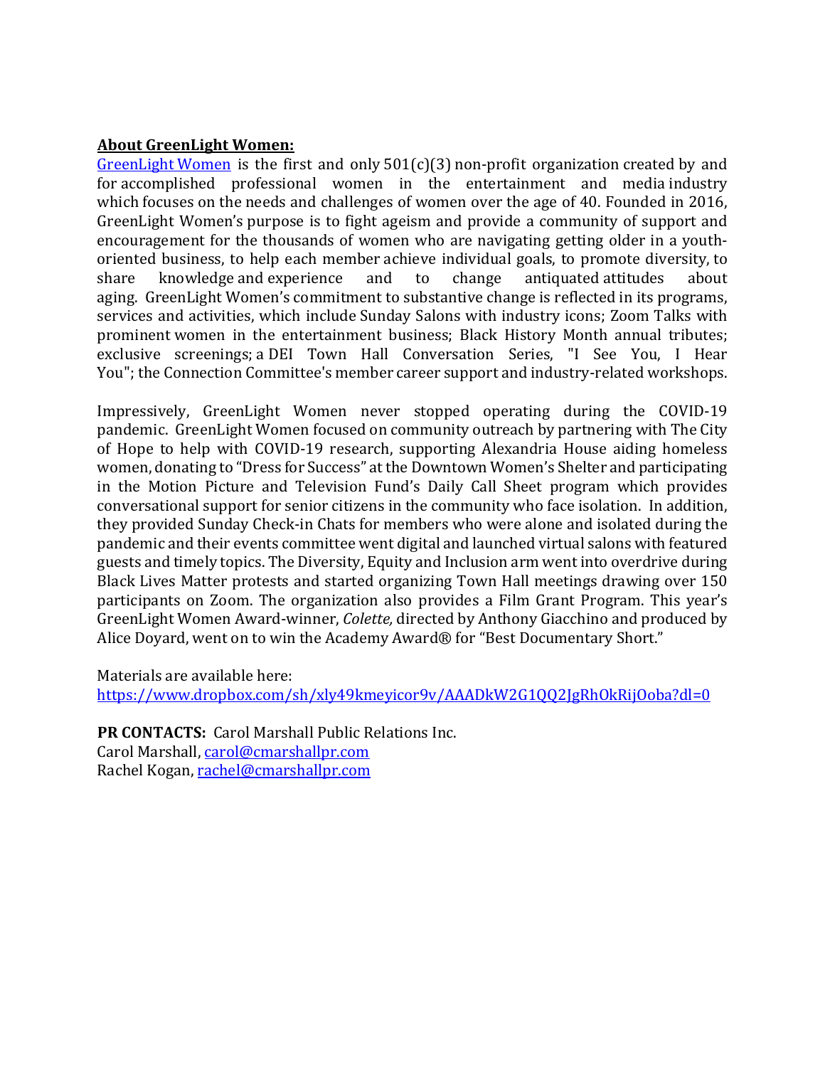**About GreenLight Women:**

[GreenLight Women](GreenLight Women) is the first and only 501(c)(3) non-profit organization created by and for accomplished professional women in the entertainment and media industry which focuses on the needs and challenges of women over the age of 40. Founded in 2016, GreenLight Women's purpose is to fight ageism and provide a community of support and encouragement for the thousands of women who are navigating getting older in a youth-oriented business, to help each member achieve individual goals, to promote diversity, to share knowledge and experience and to change antiquated attitudes about aging. GreenLight Women's commitment to substantive change is reflected in its programs, services and activities, which include Sunday Salons with industry icons; Zoom Talks with prominent women in the entertainment business; Black History Month annual tributes; exclusive screenings; a DEI Town Hall Conversation Series, "I See You, I Hear You"; the Connection Committee's member career support and industry-related workshops.

Impressively, GreenLight Women never stopped operating during the COVID-19 pandemic. GreenLight Women focused on community outreach by partnering with The City of Hope to help with COVID-19 research, supporting Alexandria House aiding homeless women, donating to "Dress for Success" at the Downtown Women's Shelter and participating in the Motion Picture and Television Fund's Daily Call Sheet program which provides conversational support for senior citizens in the community who face isolation. In addition, they provided Sunday Check-in Chats for members who were alone and isolated during the pandemic and their events committee went digital and launched virtual salons with featured guests and timely topics. The Diversity, Equity and Inclusion arm went into overdrive during Black Lives Matter protests and started organizing Town Hall meetings drawing over 150 participants on Zoom. The organization also provides a Film Grant Program. This year's GreenLight Women Award-winner, *Colette,* directed by Anthony Giacchino and produced by Alice Doyard, went on to win the Academy Award® for "Best Documentary Short."

Materials are available here:
https://www.dropbox.com/sh/xly49kmeyicor9v/AAADkW2G1QQ2JgRhOkRijOoba?dl=0

**PR CONTACTS:** Carol Marshall Public Relations Inc.
Carol Marshall, carol@cmarshallpr.com
Rachel Kogan, rachel@cmarshallpr.com